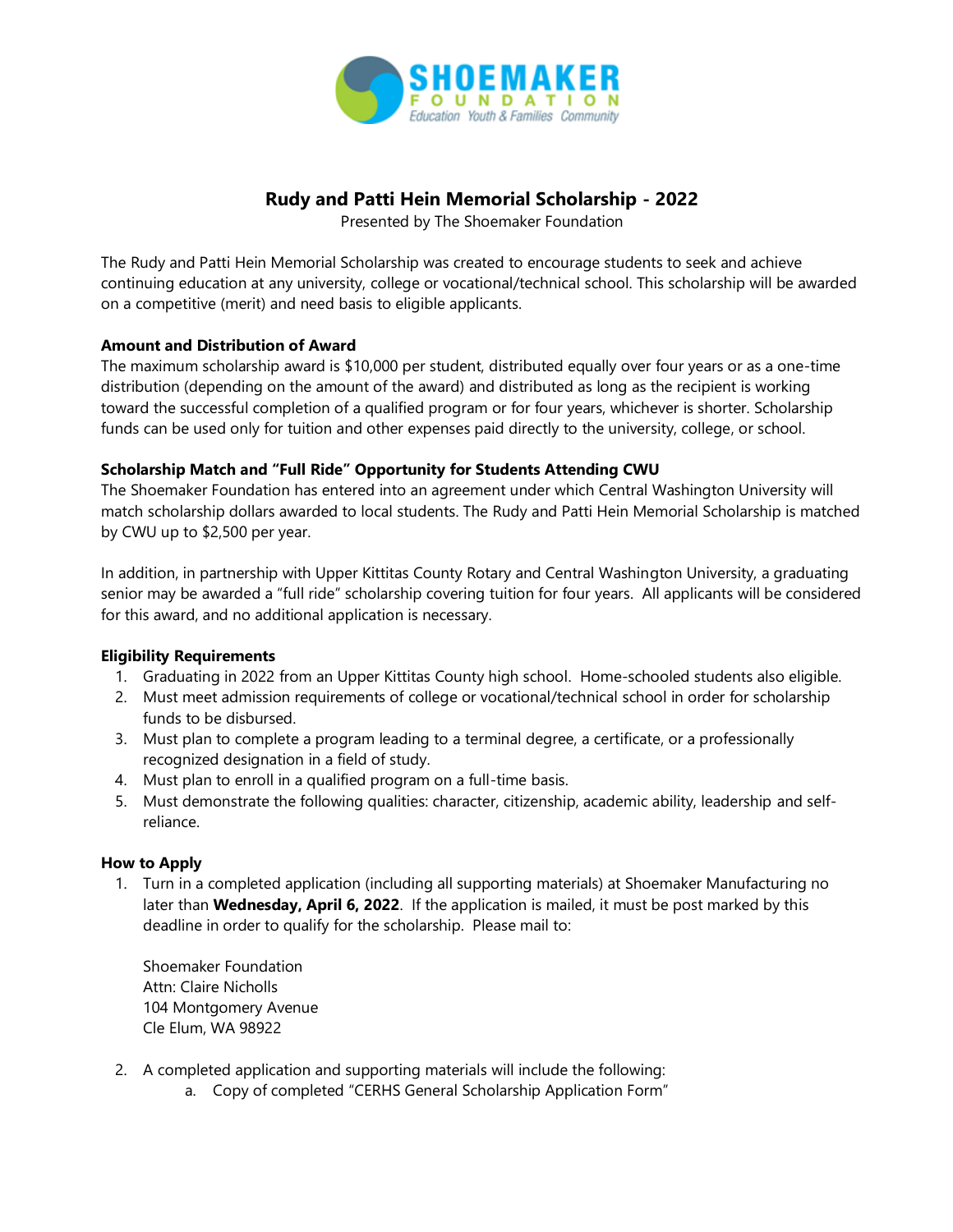SHOEMAKER FOUNDATION
Education Youth & Families Community

# Rudy and Patti Hein Memorial Scholarship - 2022

Presented by The Shoemaker Foundation

The Rudy and Patti Hein Memorial Scholarship was created to encourage students to seek and achieve continuing education at any university, college or vocational/technical school. This scholarship will be awarded on a competitive (merit) and need basis to eligible applicants.

**Amount and Distribution of Award**

The maximum scholarship award is $10,000 per student, distributed equally over four years or as a one-time distribution (depending on the amount of the award) and distributed as long as the recipient is working toward the successful completion of a qualified program or for four years, whichever is shorter. Scholarship funds can be used only for tuition and other expenses paid directly to the university, college, or school.

**Scholarship Match and "Full Ride" Opportunity for Students Attending CWU**

The Shoemaker Foundation has entered into an agreement under which Central Washington University will match scholarship dollars awarded to local students. The Rudy and Patti Hein Memorial Scholarship is matched by CWU up to $2,500 per year.

In addition, in partnership with Upper Kittitas County Rotary and Central Washington University, a graduating senior may be awarded a "full ride" scholarship covering tuition for four years. All applicants will be considered for this award, and no additional application is necessary.

**Eligibility Requirements**

1. Graduating in 2022 from an Upper Kittitas County high school. Home-schooled students also eligible.
2. Must meet admission requirements of college or vocational/technical school in order for scholarship funds to be disbursed.
3. Must plan to complete a program leading to a terminal degree, a certificate, or a professionally recognized designation in a field of study.
4. Must plan to enroll in a qualified program on a full-time basis.
5. Must demonstrate the following qualities: character, citizenship, academic ability, leadership and self-reliance.

**How to Apply**

1. Turn in a completed application (including all supporting materials) at Shoemaker Manufacturing no later than **Wednesday, April 6, 2022**. If the application is mailed, it must be post marked by this deadline in order to qualify for the scholarship. Please mail to:

   Shoemaker Foundation
   Attn: Claire Nicholls
   104 Montgomery Avenue
   Cle Elum, WA 98922

2. A completed application and supporting materials will include the following:
   a. Copy of completed "CERHS General Scholarship Application Form"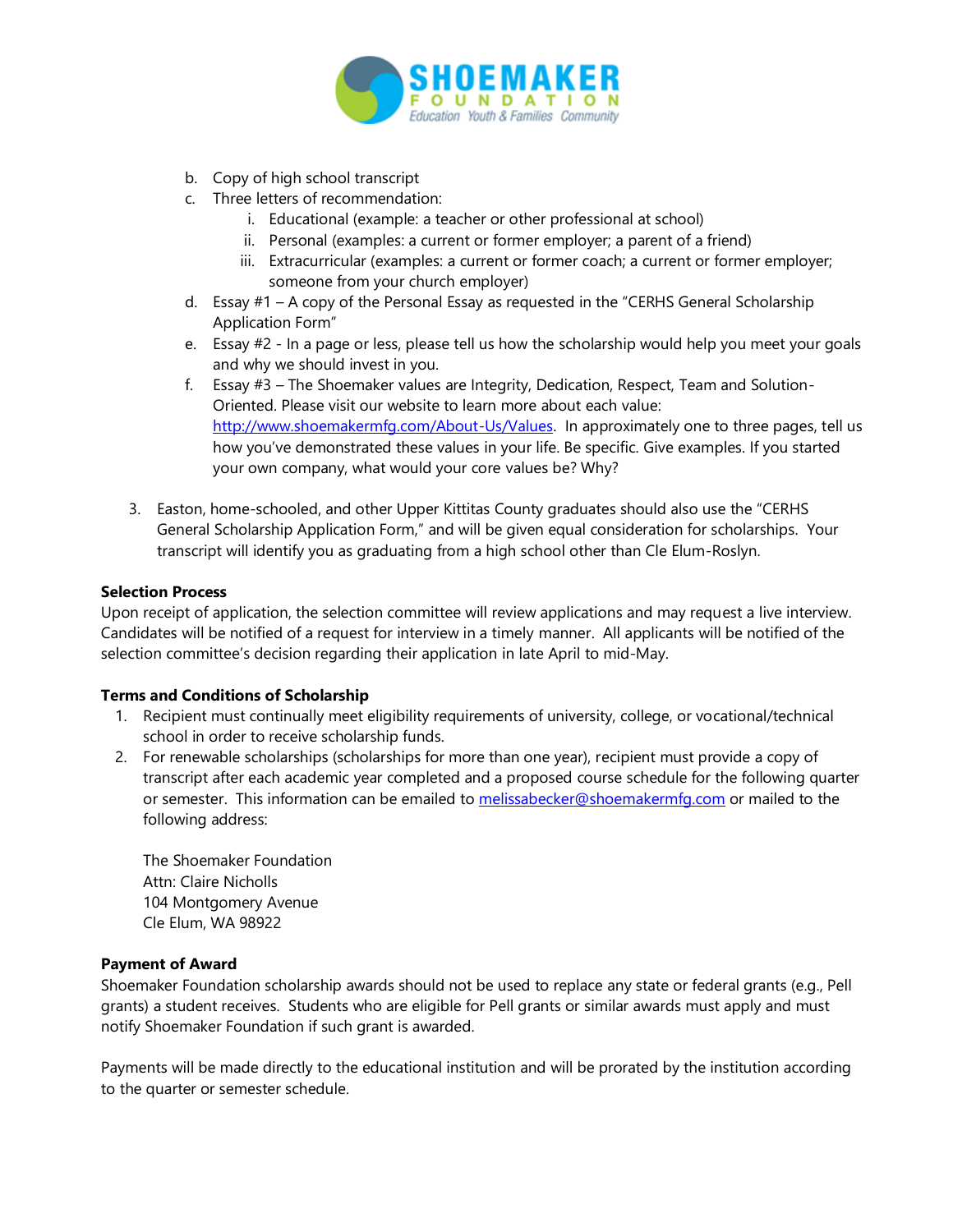b. Copy of high school transcript
c. Three letters of recommendation:
   i. Educational (example: a teacher or other professional at school)
   ii. Personal (examples: a current or former employer; a parent of a friend)
   iii. Extracurricular (examples: a current or former coach; a current or former employer; someone from your church employer)
d. Essay #1 – A copy of the Personal Essay as requested in the "CERHS General Scholarship Application Form"
e. Essay #2 - In a page or less, please tell us how the scholarship would help you meet your goals and why we should invest in you.
f. Essay #3 – The Shoemaker values are Integrity, Dedication, Respect, Team and Solution-Oriented. Please visit our website to learn more about each value: [http://www.shoemakermfg.com/About-Us/Values](http://www.shoemakermfg.com/About-Us/Values). In approximately one to three pages, tell us how you've demonstrated these values in your life. Be specific. Give examples. If you started your own company, what would your core values be? Why?

3. Easton, home-schooled, and other Upper Kittitas County graduates should also use the "CERHS General Scholarship Application Form," and will be given equal consideration for scholarships. Your transcript will identify you as graduating from a high school other than Cle Elum-Roslyn.

**Selection Process**

Upon receipt of application, the selection committee will review applications and may request a live interview. Candidates will be notified of a request for interview in a timely manner. All applicants will be notified of the selection committee's decision regarding their application in late April to mid-May.

**Terms and Conditions of Scholarship**

1. Recipient must continually meet eligibility requirements of university, college, or vocational/technical school in order to receive scholarship funds.
2. For renewable scholarships (scholarships for more than one year), recipient must provide a copy of transcript after each academic year completed and a proposed course schedule for the following quarter or semester. This information can be emailed to [melissabecker@shoemakermfg.com](mailto:melissabecker@shoemakermfg.com) or mailed to the following address:

   The Shoemaker Foundation
   Attn: Claire Nicholls
   104 Montgomery Avenue
   Cle Elum, WA 98922

**Payment of Award**

Shoemaker Foundation scholarship awards should not be used to replace any state or federal grants (e.g., Pell grants) a student receives. Students who are eligible for Pell grants or similar awards must apply and must notify Shoemaker Foundation if such grant is awarded.

Payments will be made directly to the educational institution and will be prorated by the institution according to the quarter or semester schedule.